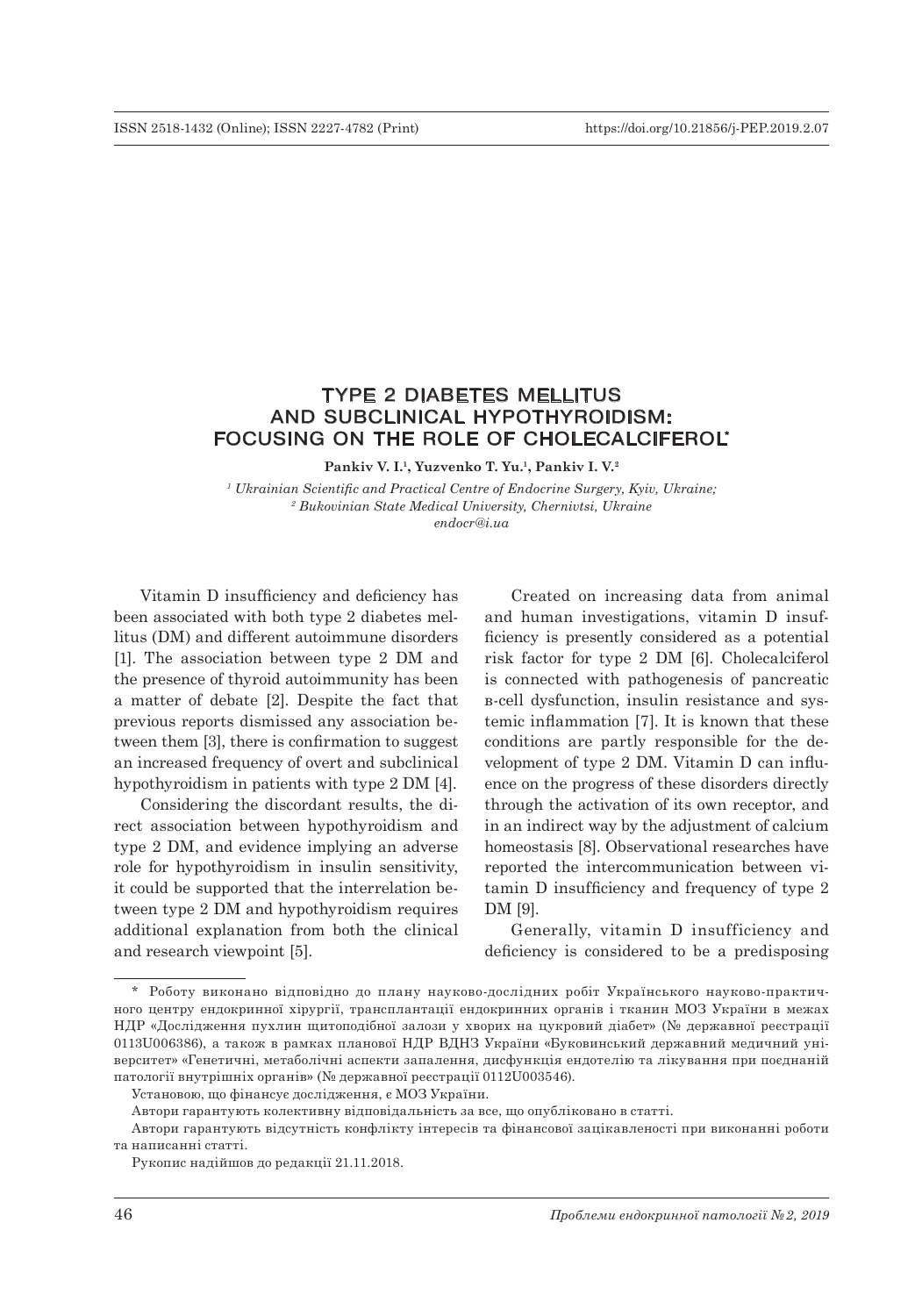# TYPE 2 DIABETES MELLITUS AND SUBCLINICAL HYPOTHYROIDISM: FOCUSING ON THE ROLE OF CHOLECALCIFEROL*

**Pankiv V. I.[1], Yuzvenko T. Yu.[1], Pankiv I. V.[2]**

*[1] Ukrainian Scientific and Practical Centre of Endocrine Surgery, Kyiv, Ukraine;*
*[2] Bukovinian State Medical University, Chernivtsi, Ukraine*
*endocr@i.ua*

Vitamin D insufficiency and deficiency has been associated with both type 2 diabetes mellitus (DM) and different autoimmune disorders [1]. The association between type 2 DM and the presence of thyroid autoimmunity has been a matter of debate [2]. Despite the fact that previous reports dismissed any association between them [3], there is confirmation to suggest an increased frequency of overt and subclinical hypothyroidism in patients with type 2 DM [4].

Considering the discordant results, the direct association between hypothyroidism and type 2 DM, and evidence implying an adverse role for hypothyroidism in insulin sensitivity, it could be supported that the interrelation between type 2 DM and hypothyroidism requires additional explanation from both the clinical and research viewpoint [5].

Created on increasing data from animal and human investigations, vitamin D insufficiency is presently considered as a potential risk factor for type 2 DM [6]. Cholecalciferol is connected with pathogenesis of pancreatic в-cell dysfunction, insulin resistance and systemic inflammation [7]. It is known that these conditions are partly responsible for the development of type 2 DM. Vitamin D can influence on the progress of these disorders directly through the activation of its own receptor, and in an indirect way by the adjustment of calcium homeostasis [8]. Observational researches have reported the intercommunication between vitamin D insufficiency and frequency of type 2 DM [9].

Generally, vitamin D insufficiency and deficiency is considered to be a predisposing

---

\* Роботу виконано відповідно до плану науково-дослідних робіт Українського науково-практичного центру ендокринної хірургії, трансплантації ендокринних органів і тканин МОЗ України в межах НДР «Дослідження пухлин щитоподібної залози у хворих на цукровий діабет» (№ державної реєстрації 0113U006386), а також в рамках планової НДР ВДНЗ України «Буковинський державний медичний університет» «Генетичні, метаболічні аспекти запалення, дисфункція ендотелію та лікування при поєднаній патології внутрішніх органів» (№ державної реєстрації 0112U003546).

Установою, що фінансує дослідження, є МОЗ України.

Автори гарантують колективну відповідальність за все, що опубліковано в статті.

Автори гарантують відсутність конфлікту інтересів та фінансової зацікавленості при виконанні роботи та написанні статті.

Рукопис надійшов до редакції 21.11.2018.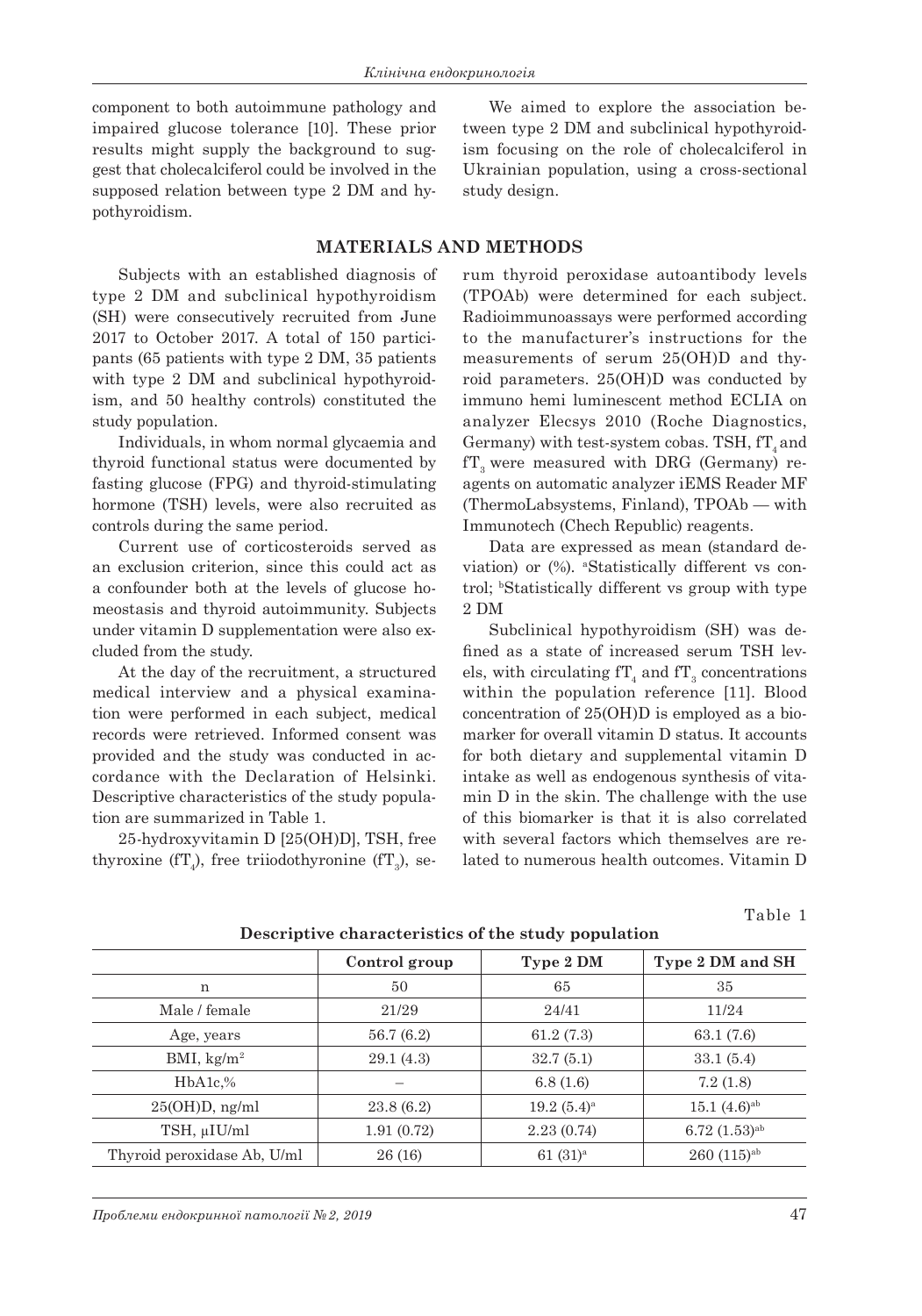component to both autoimmune pathology and impaired glucose tolerance [10]. These prior results might supply the background to suggest that cholecalciferol could be involved in the supposed relation between type 2 DM and hypothyroidism.

We aimed to explore the association between type 2 DM and subclinical hypothyroidism focusing on the role of cholecalciferol in Ukrainian population, using a cross-sectional study design.

## MATERIALS AND METHODS

Subjects with an established diagnosis of type 2 DM and subclinical hypothyroidism (SH) were consecutively recruited from June 2017 to October 2017. A total of 150 participants (65 patients with type 2 DM, 35 patients with type 2 DM and subclinical hypothyroidism, and 50 healthy controls) constituted the study population.

Individuals, in whom normal glycaemia and thyroid functional status were documented by fasting glucose (FPG) and thyroid-stimulating hormone (TSH) levels, were also recruited as controls during the same period.

Current use of corticosteroids served as an exclusion criterion, since this could act as a confounder both at the levels of glucose homeostasis and thyroid autoimmunity. Subjects under vitamin D supplementation were also excluded from the study.

At the day of the recruitment, a structured medical interview and a physical examination were performed in each subject, medical records were retrieved. Informed consent was provided and the study was conducted in accordance with the Declaration of Helsinki. Descriptive characteristics of the study population are summarized in Table 1.

25-hydroxyvitamin D [25(OH)D], TSH, free thyroxine ($fT_4$), free triiodothyronine ($fT_3$), serum thyroid peroxidase autoantibody levels (TPOAb) were determined for each subject. Radioimmunoassays were performed according to the manufacturer's instructions for the measurements of serum 25(OH)D and thyroid parameters. 25(OH)D was conducted by immuno hemi luminescent method ECLIA on analyzer Elecsys 2010 (Roche Diagnostics, Germany) with test-system cobas. TSH, $fT_4$ and $fT_3$ were measured with DRG (Germany) reagents on automatic analyzer iEMS Reader MF (ThermoLabsystems, Finland), TPOAb — with Immunotech (Chech Republic) reagents.

Data are expressed as mean (standard deviation) or (%). [a]Statistically different vs control; [b]Statistically different vs group with type 2 DM

Subclinical hypothyroidism (SH) was defined as a state of increased serum TSH levels, with circulating $fT_4$ and $fT_3$ concentrations within the population reference [11]. Blood concentration of 25(OH)D is employed as a biomarker for overall vitamin D status. It accounts for both dietary and supplemental vitamin D intake as well as endogenous synthesis of vitamin D in the skin. The challenge with the use of this biomarker is that it is also correlated with several factors which themselves are related to numerous health outcomes. Vitamin D

Table 1

**Descriptive characteristics of the study population**

| | Control group | Type 2 DM | Type 2 DM and SH |
|---|---|---|---|
| n | 50 | 65 | 35 |
| Male / female | 21/29 | 24/41 | 11/24 |
| Age, years | 56.7 (6.2) | 61.2 (7.3) | 63.1 (7.6) |
| BMI, kg/m$^2$ | 29.1 (4.3) | 32.7 (5.1) | 33.1 (5.4) |
| HbA1c,% | – | 6.8 (1.6) | 7.2 (1.8) |
| 25(OH)D, ng/ml | 23.8 (6.2) | 19.2 (5.4)[a] | 15.1 (4.6)[ab] |
| TSH, μIU/ml | 1.91 (0.72) | 2.23 (0.74) | 6.72 (1.53)[ab] |
| Thyroid peroxidase Ab, U/ml | 26 (16) | 61 (31)[a] | 260 (115)[ab] |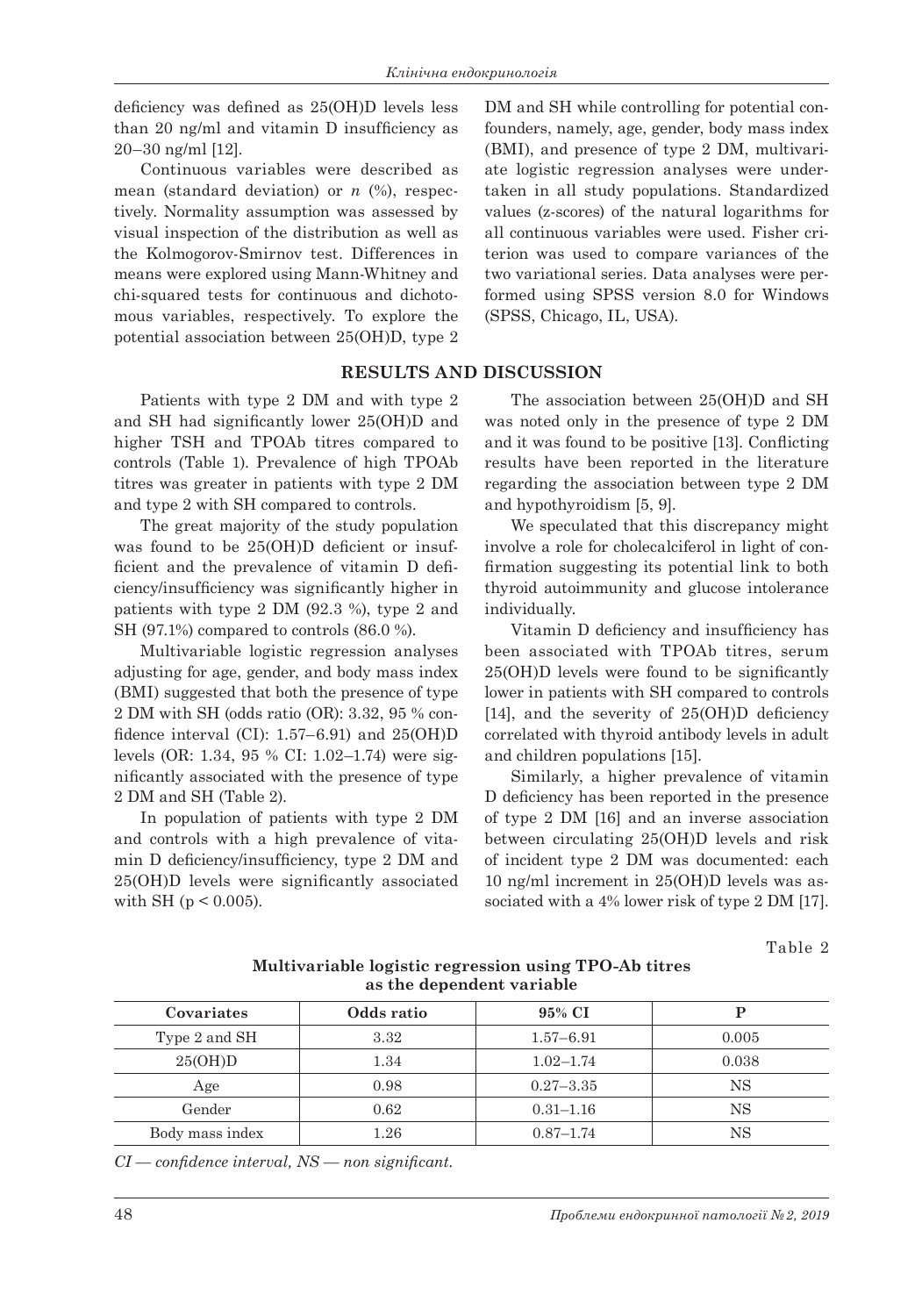deficiency was defined as 25(OH)D levels less than 20 ng/ml and vitamin D insufficiency as 20–30 ng/ml [12].

Continuous variables were described as mean (standard deviation) or *n* (%), respectively. Normality assumption was assessed by visual inspection of the distribution as well as the Kolmogorov-Smirnov test. Differences in means were explored using Mann-Whitney and chi-squared tests for continuous and dichotomous variables, respectively. To explore the potential association between 25(OH)D, type 2 DM and SH while controlling for potential confounders, namely, age, gender, body mass index (BMI), and presence of type 2 DM, multivariate logistic regression analyses were undertaken in all study populations. Standardized values (z-scores) of the natural logarithms for all continuous variables were used. Fisher criterion was used to compare variances of the two variational series. Data analyses were performed using SPSS version 8.0 for Windows (SPSS, Chicago, IL, USA).

## RESULTS AND DISCUSSION

Patients with type 2 DM and with type 2 and SH had significantly lower 25(OH)D and higher TSH and TPOAb titres compared to controls (Table 1). Prevalence of high TPOAb titres was greater in patients with type 2 DM and type 2 with SH compared to controls.

The great majority of the study population was found to be 25(OH)D deficient or insufficient and the prevalence of vitamin D deficiency/insufficiency was significantly higher in patients with type 2 DM (92.3 %), type 2 and SH (97.1%) compared to controls (86.0 %).

Multivariable logistic regression analyses adjusting for age, gender, and body mass index (BMI) suggested that both the presence of type 2 DM with SH (odds ratio (OR): 3.32, 95 % confidence interval (CI): 1.57–6.91) and 25(OH)D levels (OR: 1.34, 95 % CI: 1.02–1.74) were significantly associated with the presence of type 2 DM and SH (Table 2).

In population of patients with type 2 DM and controls with a high prevalence of vitamin D deficiency/insufficiency, type 2 DM and 25(OH)D levels were significantly associated with SH ($p < 0.005$).

The association between 25(OH)D and SH was noted only in the presence of type 2 DM and it was found to be positive [13]. Conflicting results have been reported in the literature regarding the association between type 2 DM and hypothyroidism [5, 9].

We speculated that this discrepancy might involve a role for cholecalciferol in light of confirmation suggesting its potential link to both thyroid autoimmunity and glucose intolerance individually.

Vitamin D deficiency and insufficiency has been associated with TPOAb titres, serum 25(OH)D levels were found to be significantly lower in patients with SH compared to controls [14], and the severity of 25(OH)D deficiency correlated with thyroid antibody levels in adult and children populations [15].

Similarly, a higher prevalence of vitamin D deficiency has been reported in the presence of type 2 DM [16] and an inverse association between circulating 25(OH)D levels and risk of incident type 2 DM was documented: each 10 ng/ml increment in 25(OH)D levels was associated with a 4% lower risk of type 2 DM [17].

Table 2

**Multivariable logistic regression using TPO-Ab titres as the dependent variable**

| Covariates | Odds ratio | 95% CI | P |
|---|---|---|---|
| Type 2 and SH | 3.32 | 1.57–6.91 | 0.005 |
| 25(OH)D | 1.34 | 1.02–1.74 | 0.038 |
| Age | 0.98 | 0.27–3.35 | NS |
| Gender | 0.62 | 0.31–1.16 | NS |
| Body mass index | 1.26 | 0.87–1.74 | NS |

*CI — confidence interval, NS — non significant.*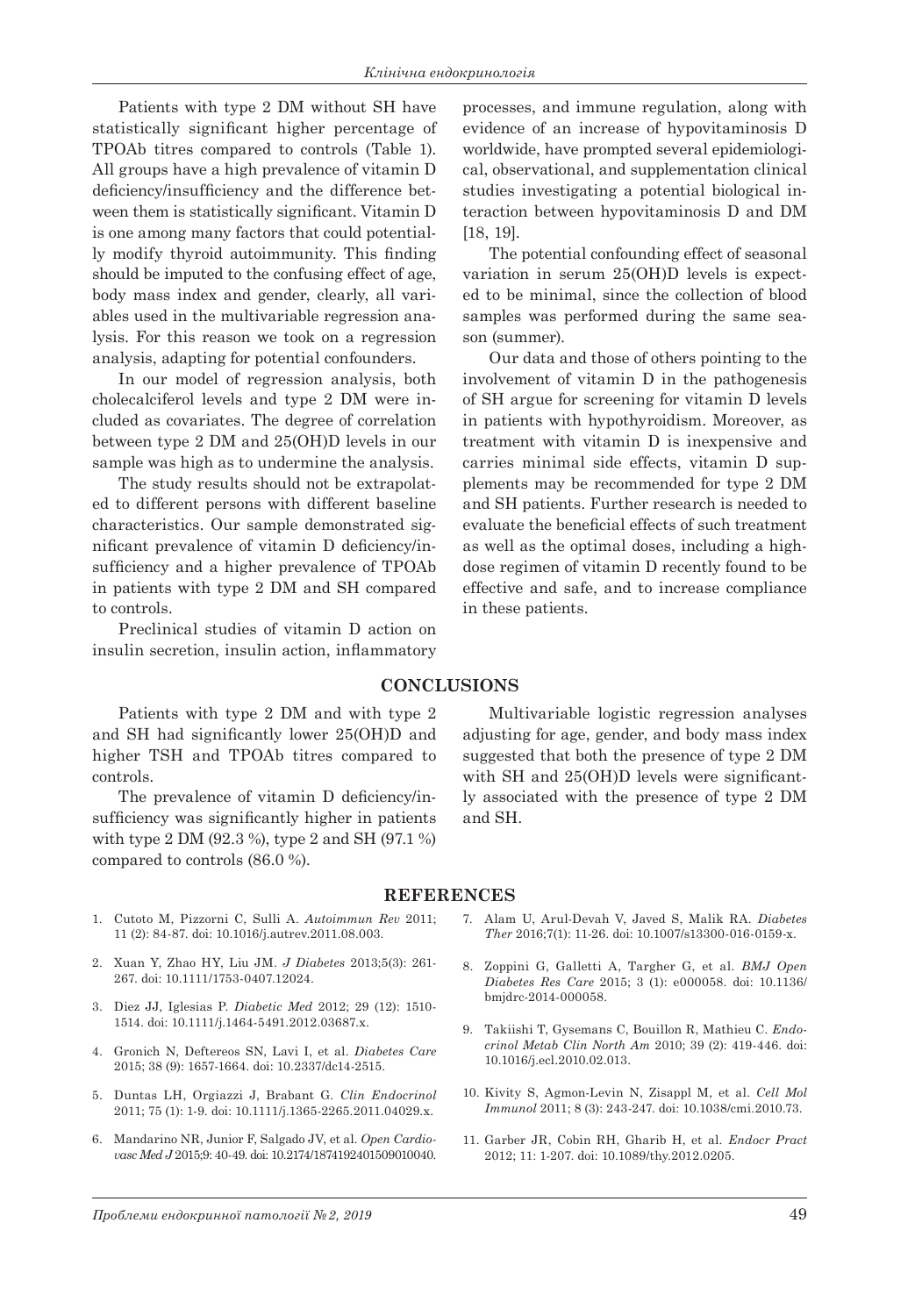Patients with type 2 DM without SH have statistically significant higher percentage of TPOAb titres compared to controls (Table 1). All groups have a high prevalence of vitamin D deficiency/insufficiency and the difference between them is statistically significant. Vitamin D is one among many factors that could potentially modify thyroid autoimmunity. This finding should be imputed to the confusing effect of age, body mass index and gender, clearly, all variables used in the multivariable regression analysis. For this reason we took on a regression analysis, adapting for potential confounders.

In our model of regression analysis, both cholecalciferol levels and type 2 DM were included as covariates. The degree of correlation between type 2 DM and 25(OH)D levels in our sample was high as to undermine the analysis.

The study results should not be extrapolated to different persons with different baseline characteristics. Our sample demonstrated significant prevalence of vitamin D deficiency/insufficiency and a higher prevalence of TPOAb in patients with type 2 DM and SH compared to controls.

Preclinical studies of vitamin D action on insulin secretion, insulin action, inflammatory processes, and immune regulation, along with evidence of an increase of hypovitaminosis D worldwide, have prompted several epidemiological, observational, and supplementation clinical studies investigating a potential biological interaction between hypovitaminosis D and DM [18, 19].

The potential confounding effect of seasonal variation in serum 25(OH)D levels is expected to be minimal, since the collection of blood samples was performed during the same season (summer).

Our data and those of others pointing to the involvement of vitamin D in the pathogenesis of SH argue for screening for vitamin D levels in patients with hypothyroidism. Moreover, as treatment with vitamin D is inexpensive and carries minimal side effects, vitamin D supplements may be recommended for type 2 DM and SH patients. Further research is needed to evaluate the beneficial effects of such treatment as well as the optimal doses, including a high-dose regimen of vitamin D recently found to be effective and safe, and to increase compliance in these patients.

## CONCLUSIONS

Patients with type 2 DM and with type 2 and SH had significantly lower 25(OH)D and higher TSH and TPOAb titres compared to controls.

The prevalence of vitamin D deficiency/insufficiency was significantly higher in patients with type 2 DM (92.3 %), type 2 and SH (97.1 %) compared to controls (86.0 %).

Multivariable logistic regression analyses adjusting for age, gender, and body mass index suggested that both the presence of type 2 DM with SH and 25(OH)D levels were significantly associated with the presence of type 2 DM and SH.

## REFERENCES

1. Cutoto M, Pizzorni C, Sulli A. *Autoimmun Rev* 2011; 11 (2): 84-87. doi: 10.1016/j.autrev.2011.08.003.
2. Xuan Y, Zhao HY, Liu JM. *J Diabetes* 2013;5(3): 261-267. doi: 10.1111/1753-0407.12024.
3. Diez JJ, Iglesias P. *Diabetic Med* 2012; 29 (12): 1510-1514. doi: 10.1111/j.1464-5491.2012.03687.x.
4. Gronich N, Deftereos SN, Lavi I, et al. *Diabetes Care* 2015; 38 (9): 1657-1664. doi: 10.2337/dc14-2515.
5. Duntas LH, Orgiazzi J, Brabant G. *Clin Endocrinol* 2011; 75 (1): 1-9. doi: 10.1111/j.1365-2265.2011.04029.x.
6. Mandarino NR, Junior F, Salgado JV, et al. *Open Cardiovasc Med J* 2015;9: 40-49. doi: 10.2174/1874192401509010040.
7. Alam U, Arul-Devah V, Javed S, Malik RA. *Diabetes Ther* 2016;7(1): 11-26. doi: 10.1007/s13300-016-0159-x.
8. Zoppini G, Galletti A, Targher G, et al. *BMJ Open Diabetes Res Care* 2015; 3 (1): e000058. doi: 10.1136/bmjdrc-2014-000058.
9. Takiishi T, Gysemans C, Bouillon R, Mathieu C. *Endocrinol Metab Clin North Am* 2010; 39 (2): 419-446. doi: 10.1016/j.ecl.2010.02.013.
10. Kivity S, Agmon-Levin N, Zisappl M, et al. *Cell Mol Immunol* 2011; 8 (3): 243-247. doi: 10.1038/cmi.2010.73.
11. Garber JR, Cobin RH, Gharib H, et al. *Endocr Pract* 2012; 11: 1-207. doi: 10.1089/thy.2012.0205.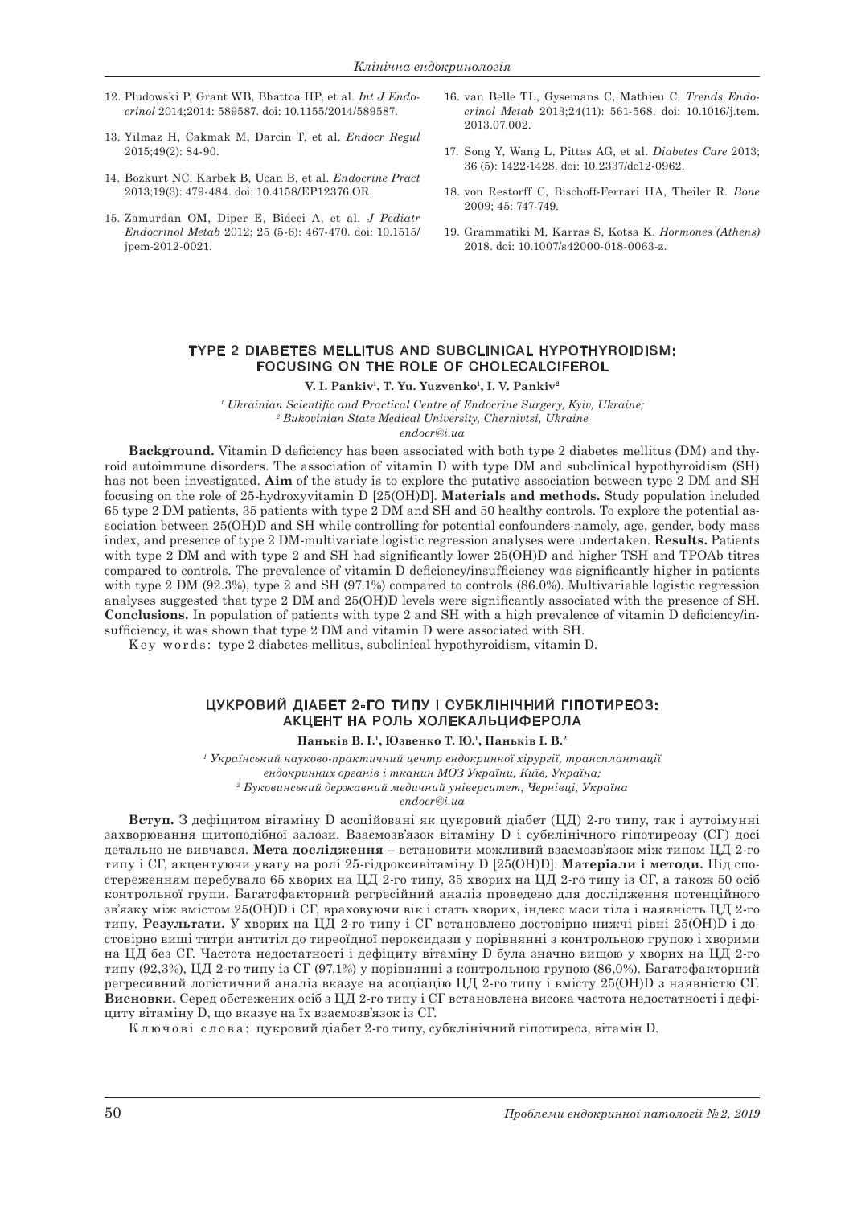12. Pludowski P, Grant WB, Bhattoa HP, et al. *Int J Endocrinol* 2014;2014: 589587. doi: 10.1155/2014/589587.

13. Yilmaz H, Cakmak M, Darcin T, et al. *Endocr Regul* 2015;49(2): 84-90.

14. Bozkurt NC, Karbek B, Ucan B, et al. *Endocrine Pract* 2013;19(3): 479-484. doi: 10.4158/EP12376.OR.

15. Zamurdan OM, Diper E, Bideci A, et al. *J Pediatr Endocrinol Metab* 2012; 25 (5-6): 467-470. doi: 10.1515/jpem-2012-0021.

16. van Belle TL, Gysemans C, Mathieu C. *Trends Endocrinol Metab* 2013;24(11): 561-568. doi: 10.1016/j.tem.2013.07.002.

17. Song Y, Wang L, Pittas AG, et al. *Diabetes Care* 2013; 36 (5): 1422-1428. doi: 10.2337/dc12-0962.

18. von Restorff C, Bischoff-Ferrari HA, Theiler R. *Bone* 2009; 45: 747-749.

19. Grammatiki M, Karras S, Kotsa K. *Hormones (Athens)* 2018. doi: 10.1007/s42000-018-0063-z.

## TYPE 2 DIABETES MELLITUS AND SUBCLINICAL HYPOTHYROIDISM: FOCUSING ON THE ROLE OF CHOLECALCIFEROL

**V. I. Pankiv[1], T. Yu. Yuzvenko[1], I. V. Pankiv[2]**

*[1] Ukrainian Scientific and Practical Centre of Endocrine Surgery, Kyiv, Ukraine;*
*[2] Bukovinian State Medical University, Chernivtsi, Ukraine*
*endocr@i.ua*

**Background.** Vitamin D deficiency has been associated with both type 2 diabetes mellitus (DM) and thyroid autoimmune disorders. The association of vitamin D with type DM and subclinical hypothyroidism (SH) has not been investigated. **Aim** of the study is to explore the putative association between type 2 DM and SH focusing on the role of 25-hydroxyvitamin D [25(OH)D]. **Materials and methods.** Study population included 65 type 2 DM patients, 35 patients with type 2 DM and SH and 50 healthy controls. To explore the potential association between 25(OH)D and SH while controlling for potential confounders-namely, age, gender, body mass index, and presence of type 2 DM-multivariate logistic regression analyses were undertaken. **Results.** Patients with type 2 DM and with type 2 and SH had significantly lower 25(OH)D and higher TSH and TPOAb titres compared to controls. The prevalence of vitamin D deficiency/insufficiency was significantly higher in patients with type 2 DM (92.3%), type 2 and SH (97.1%) compared to controls (86.0%). Multivariable logistic regression analyses suggested that type 2 DM and 25(OH)D levels were significantly associated with the presence of SH. **Conclusions.** In population of patients with type 2 and SH with a high prevalence of vitamin D deficiency/insufficiency, it was shown that type 2 DM and vitamin D were associated with SH.

Key words: type 2 diabetes mellitus, subclinical hypothyroidism, vitamin D.

## ЦУКРОВИЙ ДІАБЕТ 2-ГО ТИПУ І СУБКЛІНІЧНИЙ ГІПОТИРЕОЗ: АКЦЕНТ НА РОЛЬ ХОЛЕКАЛЬЦИФЕРОЛА

**Паньків В. І.[1], Юзвенко Т. Ю.[1], Паньків І. В.[2]**

*[1] Український науково-практичний центр ендокринної хірургії, трансплантації ендокринних органів і тканин МОЗ України, Київ, Україна;*
*[2] Буковинський державний медичний університет, Чернівці, Україна*
*endocr@i.ua*

**Вступ.** З дефіцитом вітаміну D асоційовані як цукровий діабет (ЦД) 2-го типу, так і аутоімунні захворювання щитоподібної залози. Взаємозв'язок вітаміну D і субклінічного гіпотиреозу (СГ) досі детально не вивчався. **Мета дослідження** – встановити можливий взаємозв'язок між типом ЦД 2-го типу і СГ, акцентуючи увагу на ролі 25-гідроксивітаміну D [25(OH)D]. **Матеріали і методи.** Під спостереженням перебувало 65 хворих на ЦД 2-го типу, 35 хворих на ЦД 2-го типу із СГ, а також 50 осіб контрольної групи. Багатофакторний регресійний аналіз проведено для дослідження потенційного зв'язку між вмістом 25(OH)D і СГ, враховуючи вік і стать хворих, індекс маси тіла і наявність ЦД 2-го типу. **Результати.** У хворих на ЦД 2-го типу і СГ встановлено достовірно нижчі рівні 25(OH)D і достовірно вищі титри антитіл до тиреоїдної пероксидази у порівнянні з контрольною групою і хворими на ЦД без СГ. Частота недостатності і дефіциту вітаміну D була значно вищою у хворих на ЦД 2-го типу (92,3%), ЦД 2-го типу із СГ (97,1%) у порівнянні з контрольною групою (86,0%). Багатофакторний регресивний логістичний аналіз вказує на асоціацію ЦД 2-го типу і вмісту 25(OH)D з наявністю СГ. **Висновки.** Серед обстежених осіб з ЦД 2-го типу і СГ встановлена висока частота недостатності і дефіциту вітаміну D, що вказує на їх взаємозв'язок із СГ.

Ключові слова: цукровий діабет 2-го типу, субклінічний гіпотиреоз, вітамін D.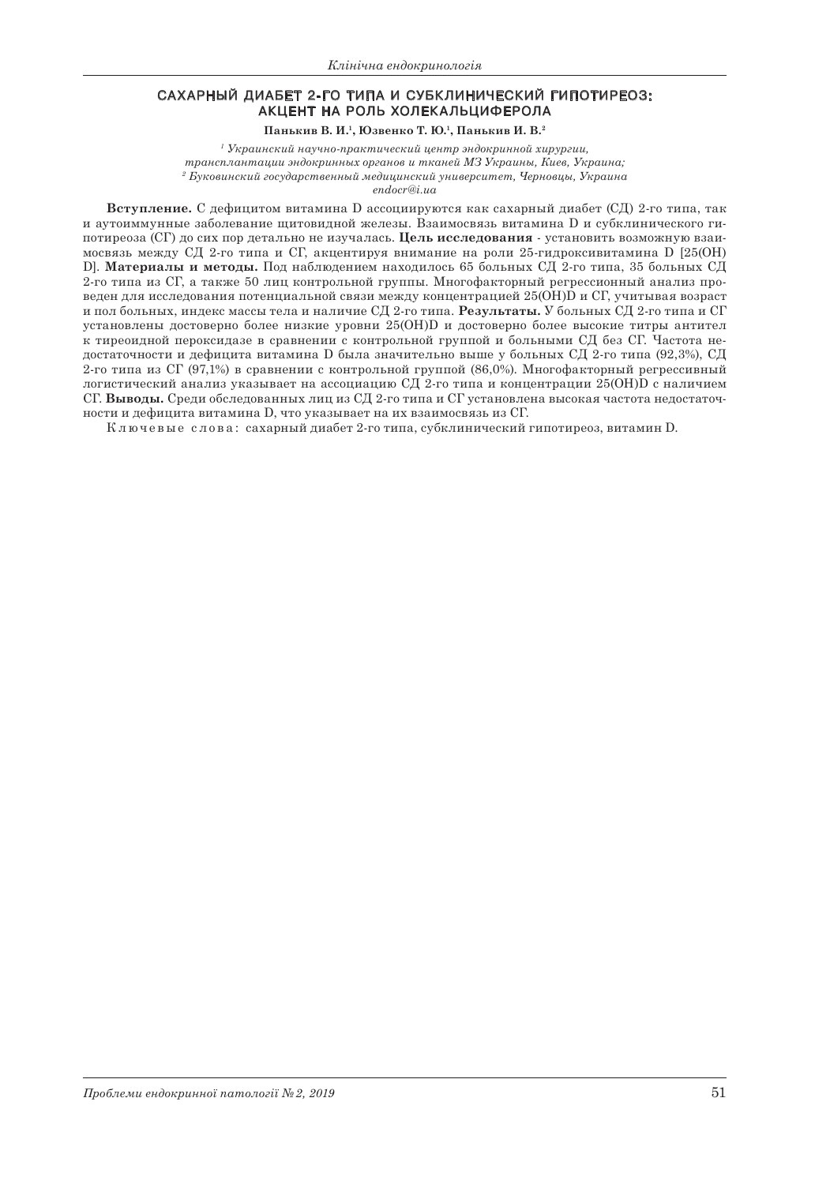## САХАРНЫЙ ДИАБЕТ 2-ГО ТИПА И СУБКЛИНИЧЕСКИЙ ГИПОТИРЕОЗ: АКЦЕНТ НА РОЛЬ ХОЛЕКАЛЬЦИФЕРОЛА

**Паньків В. И.[1], Юзвенко Т. Ю.[1], Паньків И. В.[2]**

*[1] Украинский научно-практический центр эндокринной хирургии, трансплантации эндокринных органов и тканей МЗ Украины, Киев, Украина;*
*[2] Буковинский государственный медицинский университет, Черновцы, Украина*
*endocr@i.ua*

**Вступление.** С дефицитом витамина D ассоциируются как сахарный диабет (СД) 2-го типа, так и аутоиммунные заболевание щитовидной железы. Взаимосвязь витамина D и субклинического гипотиреоза (СГ) до сих пор детально не изучалась. **Цель исследования** - установить возможную взаимосвязь между СД 2-го типа и СГ, акцентируя внимание на роли 25-гидроксивитамина D [25(OH) D]. **Материалы и методы.** Под наблюдением находилось 65 больных СД 2-го типа, 35 больных СД 2-го типа из СГ, а также 50 лиц контрольной группы. Многофакторный регрессионный анализ проведен для исследования потенциальной связи между концентрацией 25(OH)D и СГ, учитывая возраст и пол больных, индекс массы тела и наличие СД 2-го типа. **Результаты.** У больных СД 2-го типа и СГ установлены достоверно более низкие уровни 25(OH)D и достоверно более высокие титры антител к тиреоидной пероксидазе в сравнении с контрольной группой и больными СД без СГ. Частота недостаточности и дефицита витамина D была значительно выше у больных СД 2-го типа (92,3%), СД 2-го типа из СГ (97,1%) в сравнении с контрольной группой (86,0%). Многофакторный регрессивный логистический анализ указывает на ассоциацию СД 2-го типа и концентрации 25(OH)D с наличием СГ. **Выводы.** Среди обследованных лиц из СД 2-го типа и СГ установлена высокая частота недостаточности и дефицита витамина D, что указывает на их взаимосвязь из СГ.

Ключевые слова: сахарный диабет 2-го типа, субклинический гипотиреоз, витамин D.